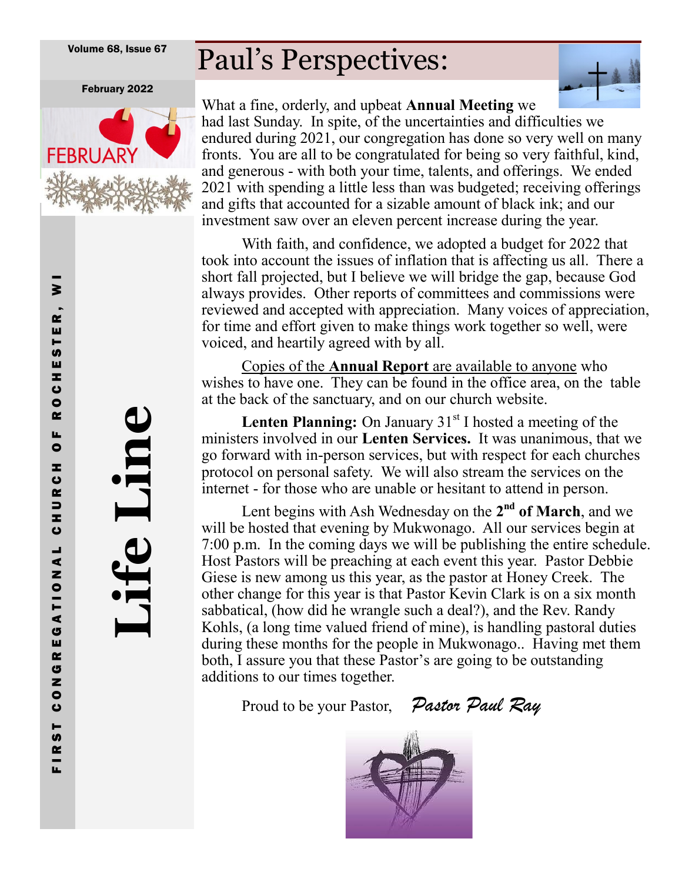Volume 68, Issue 67

February 2022

FEBRUARY

# Life Line

FIRST CONGREGATIONAL CHURCH OF ROCHESTER, WI

# Paul's Perspectives:

What a fine, orderly, and upbeat **Annual Meeting** we had last Sunday. In spite, of the uncertainties and difficulties we endured during 2021, our congregation has done so very well on many fronts. You are all to be congratulated for being so very faithful, kind, and generous - with both your time, talents, and offerings. We ended 2021 with spending a little less than was budgeted; receiving offerings and gifts that accounted for a sizable amount of black ink; and our investment saw over an eleven percent increase during the year.

With faith, and confidence, we adopted a budget for 2022 that took into account the issues of inflation that is affecting us all. There a short fall projected, but I believe we will bridge the gap, because God always provides. Other reports of committees and commissions were reviewed and accepted with appreciation. Many voices of appreciation, for time and effort given to make things work together so well, were voiced, and heartily agreed with by all.

<u>Copies of the **Annual Report** are available to anyone</u> who wishes to have one. They can be found in the office area, on the table at the back of the sanctuary, and on our church website.

**Lenten Planning:** On January 31st I hosted a meeting of the ministers involved in our **Lenten Services.** It was unanimous, that we go forward with in-person services, but with respect for each churches protocol on personal safety. We will also stream the services on the internet - for those who are unable or hesitant to attend in person.

Lent begins with Ash Wednesday on the **2nd of March**, and we will be hosted that evening by Mukwonago. All our services begin at 7:00 p.m. In the coming days we will be publishing the entire schedule. Host Pastors will be preaching at each event this year. Pastor Debbie Giese is new among us this year, as the pastor at Honey Creek. The other change for this year is that Pastor Kevin Clark is on a six month sabbatical, (how did he wrangle such a deal?), and the Rev. Randy Kohls, (a long time valued friend of mine), is handling pastoral duties during these months for the people in Mukwonago.. Having met them both, I assure you that these Pastor's are going to be outstanding additions to our times together.

Proud to be your Pastor, *Pastor Paul Ray*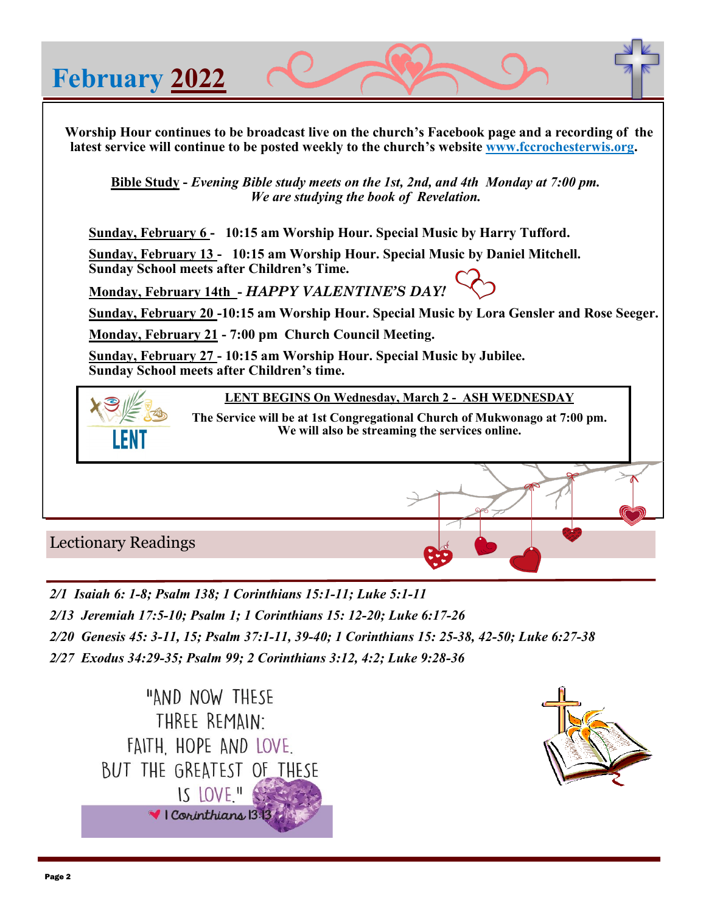# February 2022

**Worship Hour continues to be broadcast live on the church's Facebook page and a recording of the latest service will continue to be posted weekly to the church's website [www.fccrochesterwis.org](www.fccrochesterwis.org).**

**Bible Study** - ***Evening Bible study meets on the 1st, 2nd, and 4th Monday at 7:00 pm. We are studying the book of Revelation.***

**Sunday, February 6 - 10:15 am Worship Hour. Special Music by Harry Tufford.**

**Sunday, February 13 - 10:15 am Worship Hour. Special Music by Daniel Mitchell. Sunday School meets after Children's Time.**

**Monday, February 14th** - ***HAPPY VALENTINE'S DAY!***

**Sunday, February 20 -10:15 am Worship Hour. Special Music by Lora Gensler and Rose Seeger.**

**Monday, February 21 - 7:00 pm Church Council Meeting.**

**Sunday, February 27 - 10:15 am Worship Hour. Special Music by Jubilee. Sunday School meets after Children's time.**

LENT

**LENT BEGINS On Wednesday, March 2 - ASH WEDNESDAY**

**The Service will be at 1st Congregational Church of Mukwonago at 7:00 pm. We will also be streaming the services online.**

## Lectionary Readings

***2/1 Isaiah 6: 1-8; Psalm 138; 1 Corinthians 15:1-11; Luke 5:1-11***

***2/13 Jeremiah 17:5-10; Psalm 1; 1 Corinthians 15: 12-20; Luke 6:17-26***

***2/20 Genesis 45: 3-11, 15; Psalm 37:1-11, 39-40; 1 Corinthians 15: 25-38, 42-50; Luke 6:27-38***

***2/27 Exodus 34:29-35; Psalm 99; 2 Corinthians 3:12, 4:2; Luke 9:28-36***

"AND NOW THESE THREE REMAIN: FAITH, HOPE AND LOVE. BUT THE GREATEST OF THESE IS LOVE."
I Corinthians 13:13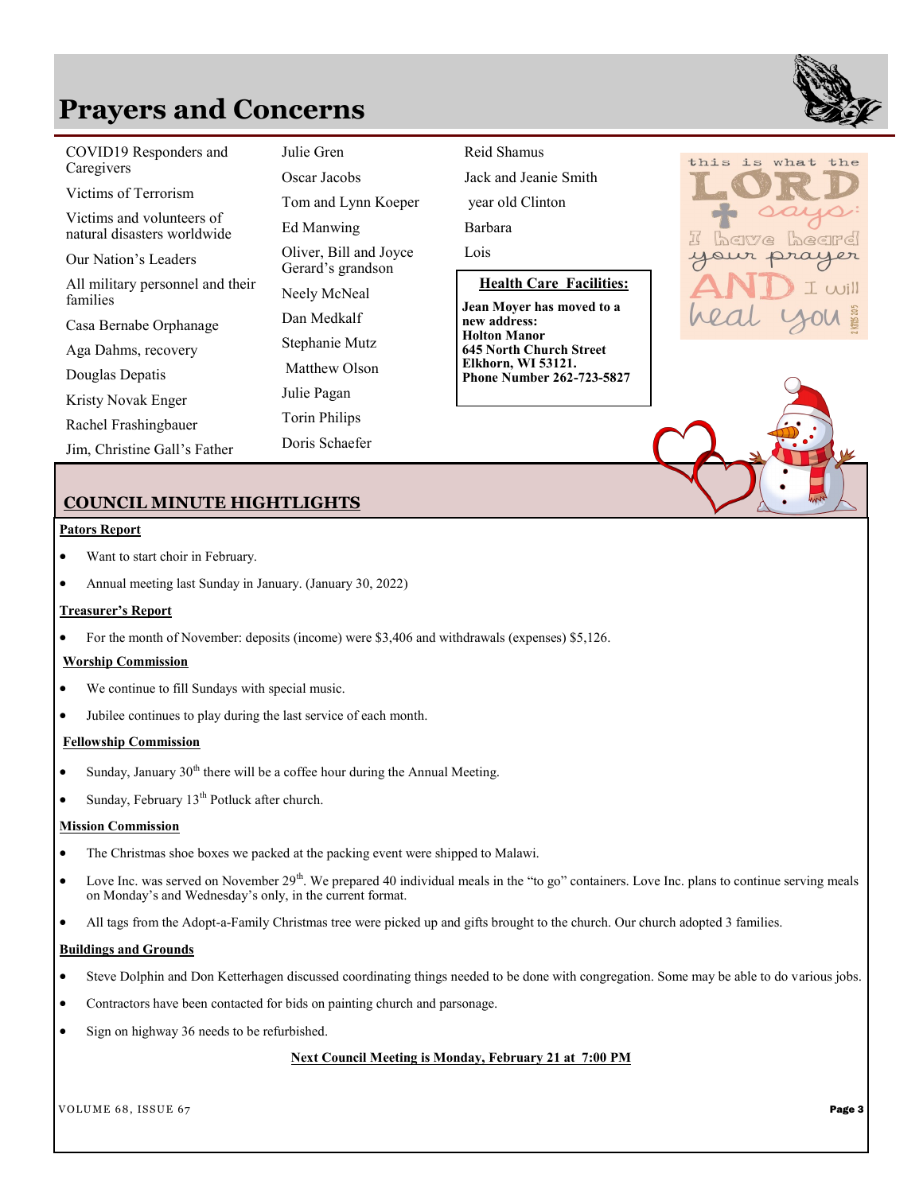# Prayers and Concerns

COVID19 Responders and Caregivers

Victims of Terrorism

Victims and volunteers of natural disasters worldwide

Our Nation's Leaders

All military personnel and their families

Casa Bernabe Orphanage

Aga Dahms, recovery

Douglas Depatis

Kristy Novak Enger

Rachel Frashingbauer

Jim, Christine Gall's Father

Julie Gren

Oscar Jacobs

Tom and Lynn Koeper

Ed Manwing

Oliver, Bill and Joyce Gerard's grandson

Neely McNeal

Dan Medkalf

Stephanie Mutz

Matthew Olson

Julie Pagan

Torin Philips

Doris Schaefer

Reid Shamus

Jack and Jeanie Smith

year old Clinton

Barbara

Lois

**Health Care Facilities:**

**Jean Moyer has moved to a new address:**
**Holton Manor**
**645 North Church Street**
**Elkhorn, WI 53121.**
**Phone Number 262-723-5827**

this is what the LORD says: I have heard your prayer AND I will heal you

2 Kings 20:5

## COUNCIL MINUTE HIGHTLIGHTS

**Pators Report**

- Want to start choir in February.
- Annual meeting last Sunday in January. (January 30, 2022)

**Treasurer's Report**

- For the month of November: deposits (income) were $3,406 and withdrawals (expenses) $5,126.

**Worship Commission**

- We continue to fill Sundays with special music.
- Jubilee continues to play during the last service of each month.

**Fellowship Commission**

- Sunday, January 30th there will be a coffee hour during the Annual Meeting.
- Sunday, February 13th Potluck after church.

**Mission Commission**

- The Christmas shoe boxes we packed at the packing event were shipped to Malawi.
- Love Inc. was served on November 29th. We prepared 40 individual meals in the "to go" containers. Love Inc. plans to continue serving meals on Monday's and Wednesday's only, in the current format.
- All tags from the Adopt-a-Family Christmas tree were picked up and gifts brought to the church. Our church adopted 3 families.

**Buildings and Grounds**

- Steve Dolphin and Don Ketterhagen discussed coordinating things needed to be done with congregation. Some may be able to do various jobs.
- Contractors have been contacted for bids on painting church and parsonage.
- Sign on highway 36 needs to be refurbished.

**Next Council Meeting is Monday, February 21 at 7:00 PM**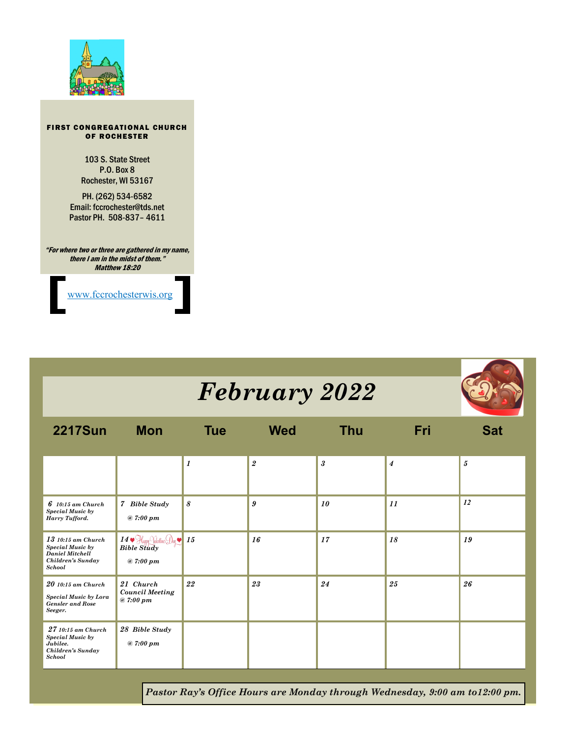**FIRST CONGREGATIONAL CHURCH OF ROCHESTER**

103 S. State Street
P.O. Box 8
Rochester, WI 53167

PH. (262) 534-6582
Email: fccrochester@tds.net
Pastor PH. 508-837– 4611

*"For where two or three are gathered in my name, there I am in the midst of them." Matthew 18:20*

[ www.fccrochesterwis.org ]

# *February 2022*

| 2217Sun | Mon | Tue | Wed | Thu | Fri | Sat |
|---|---|---|---|---|---|---|
| | | *1* | *2* | *3* | *4* | *5* |
| *6 10:15 am Church Special Music by Harry Tufford.* | *7 Bible Study @ 7:00 pm* | *8* | *9* | *10* | *11* | *12* |
| *13 10:15 am Church Special Music by Daniel Mitchell Children's Sunday School* | *14 ♥ Happy Valentine's Day ♥ Bible Study @ 7:00 pm* | *15* | *16* | *17* | *18* | *19* |
| *20 10:15 am Church Special Music by Lora Gensler and Rose Seeger.* | *21 Church Council Meeting @ 7:00 pm* | *22* | *23* | *24* | *25* | *26* |
| *27 10:15 am Church Special Music by Jubilee. Children's Sunday School* | *28 Bible Study @ 7:00 pm* | | | | | |

*Pastor Ray's Office Hours are Monday through Wednesday, 9:00 am to12:00 pm.*